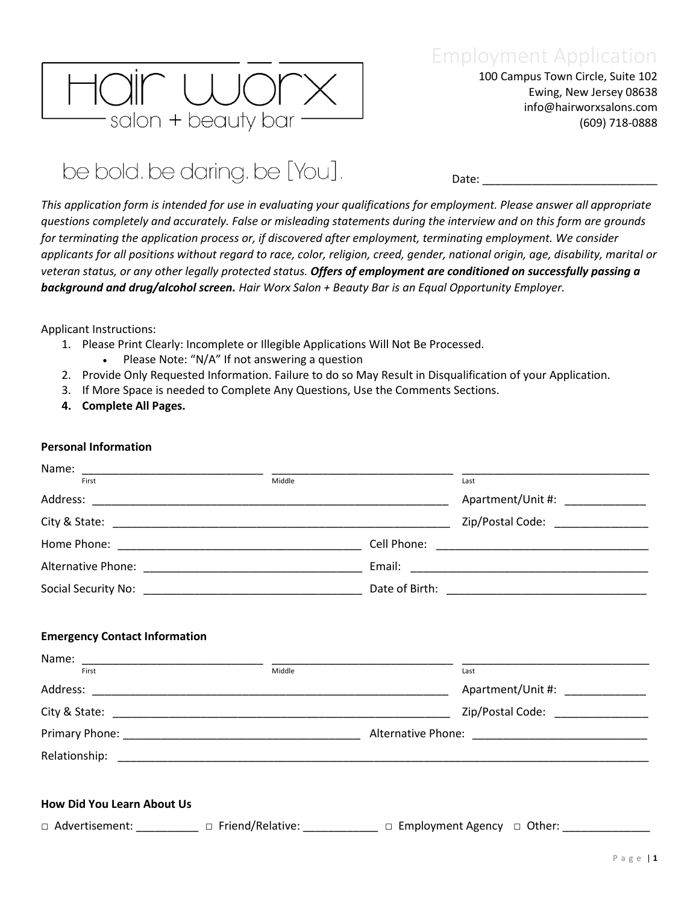# Hair Worx salon + beauty bar

**Employment Application**

100 Campus Town Circle, Suite 102
Ewing, New Jersey 08638
info@hairworxsalons.com
(609) 718-0888

be bold. be daring. be [You].

Date: ___________________________

*This application form is intended for use in evaluating your qualifications for employment. Please answer all appropriate questions completely and accurately. False or misleading statements during the interview and on this form are grounds for terminating the application process or, if discovered after employment, terminating employment. We consider applicants for all positions without regard to race, color, religion, creed, gender, national origin, age, disability, marital or veteran status, or any other legally protected status.* ***Offers of employment are conditioned on successfully passing a background and drug/alcohol screen.*** *Hair Worx Salon + Beauty Bar is an Equal Opportunity Employer.*

Applicant Instructions:

1. Please Print Clearly: Incomplete or Illegible Applications Will Not Be Processed.
   - Please Note: "N/A" If not answering a question
2. Provide Only Requested Information. Failure to do so May Result in Disqualification of your Application.
3. If More Space is needed to Complete Any Questions, Use the Comments Sections.
4. **Complete All Pages.**

**Personal Information**

Name: ____________________ ____________________ ____________________
First Middle Last

Address: ______________________________ Apartment/Unit #: __________

City & State: ______________________________ Zip/Postal Code: __________

Home Phone: ____________________ Cell Phone: ____________________

Alternative Phone: ____________________ Email: ____________________

Social Security No: ____________________ Date of Birth: ____________________

**Emergency Contact Information**

Name: ____________________ ____________________ ____________________
First Middle Last

Address: ______________________________ Apartment/Unit #: __________

City & State: ______________________________ Zip/Postal Code: __________

Primary Phone: ____________________ Alternative Phone: ____________________

Relationship: ______________________________

**How Did You Learn About Us**

□ Advertisement: __________ □ Friend/Relative: __________ □ Employment Agency □ Other: __________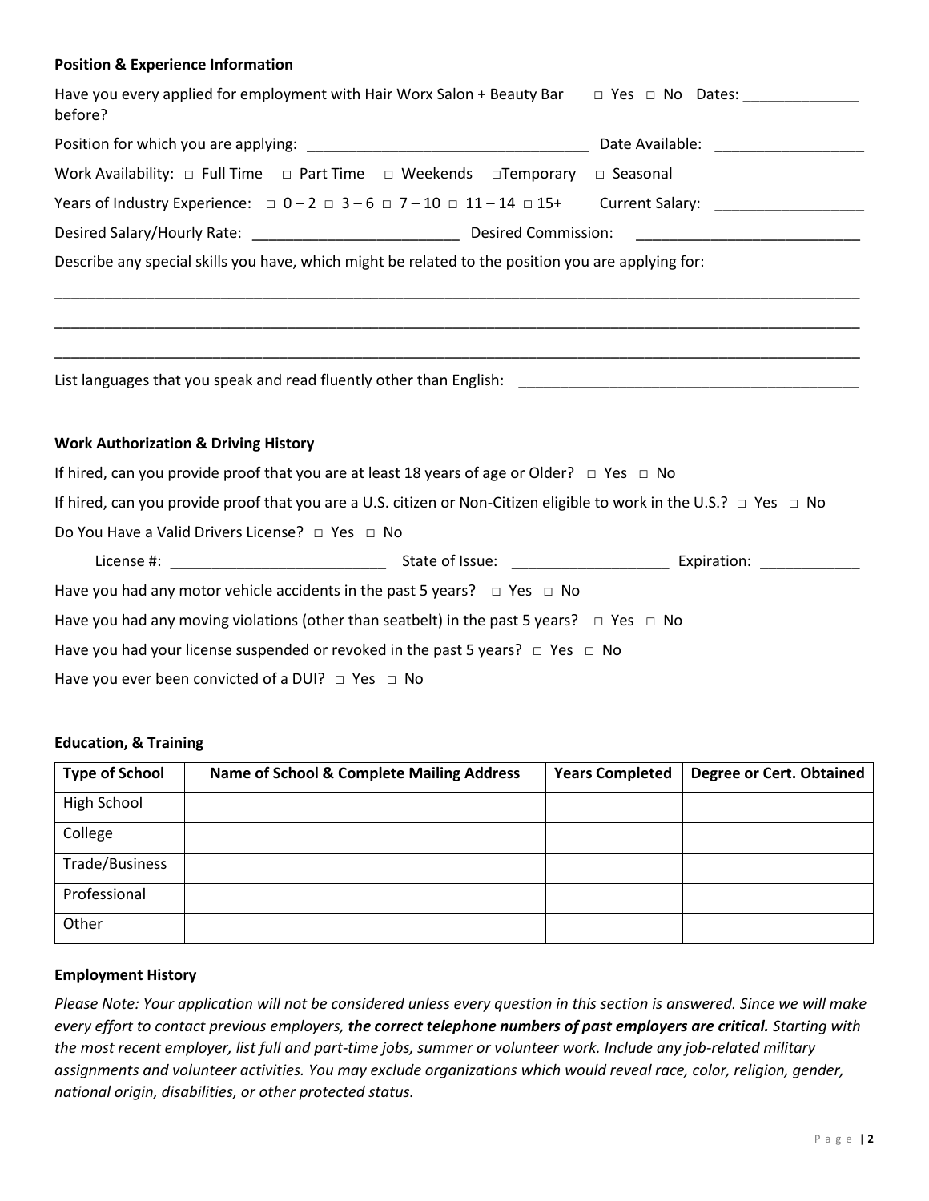**Position & Experience Information**

Have you every applied for employment with Hair Worx Salon + Beauty Bar before? □ Yes □ No Dates: _____________

Position for which you are applying: _________________________________ Date Available: __________________

Work Availability: □ Full Time □ Part Time □ Weekends □Temporary □ Seasonal

Years of Industry Experience: □ 0 – 2 □ 3 – 6 □ 7 – 10 □ 11 – 14 □ 15+ Current Salary: __________________

Desired Salary/Hourly Rate: ________________________ Desired Commission: ___________________________

Describe any special skills you have, which might be related to the position you are applying for:

______________________________________________________________________________________________

______________________________________________________________________________________________

______________________________________________________________________________________________

List languages that you speak and read fluently other than English: _________________________________________

**Work Authorization & Driving History**

If hired, can you provide proof that you are at least 18 years of age or Older? □ Yes □ No

If hired, can you provide proof that you are a U.S. citizen or Non-Citizen eligible to work in the U.S.? □ Yes □ No

Do You Have a Valid Drivers License? □ Yes □ No

License #: __________________________ State of Issue: ___________________ Expiration: ____________

Have you had any motor vehicle accidents in the past 5 years? □ Yes □ No

Have you had any moving violations (other than seatbelt) in the past 5 years? □ Yes □ No

Have you had your license suspended or revoked in the past 5 years? □ Yes □ No

Have you ever been convicted of a DUI? □ Yes □ No

**Education, & Training**

| Type of School | Name of School & Complete Mailing Address | Years Completed | Degree or Cert. Obtained |
|---|---|---|---|
| High School | | | |
| College | | | |
| Trade/Business | | | |
| Professional | | | |
| Other | | | |

**Employment History**

*Please Note: Your application will not be considered unless every question in this section is answered. Since we will make every effort to contact previous employers, **the correct telephone numbers of past employers are critical.** Starting with the most recent employer, list full and part-time jobs, summer or volunteer work. Include any job-related military assignments and volunteer activities. You may exclude organizations which would reveal race, color, religion, gender, national origin, disabilities, or other protected status.*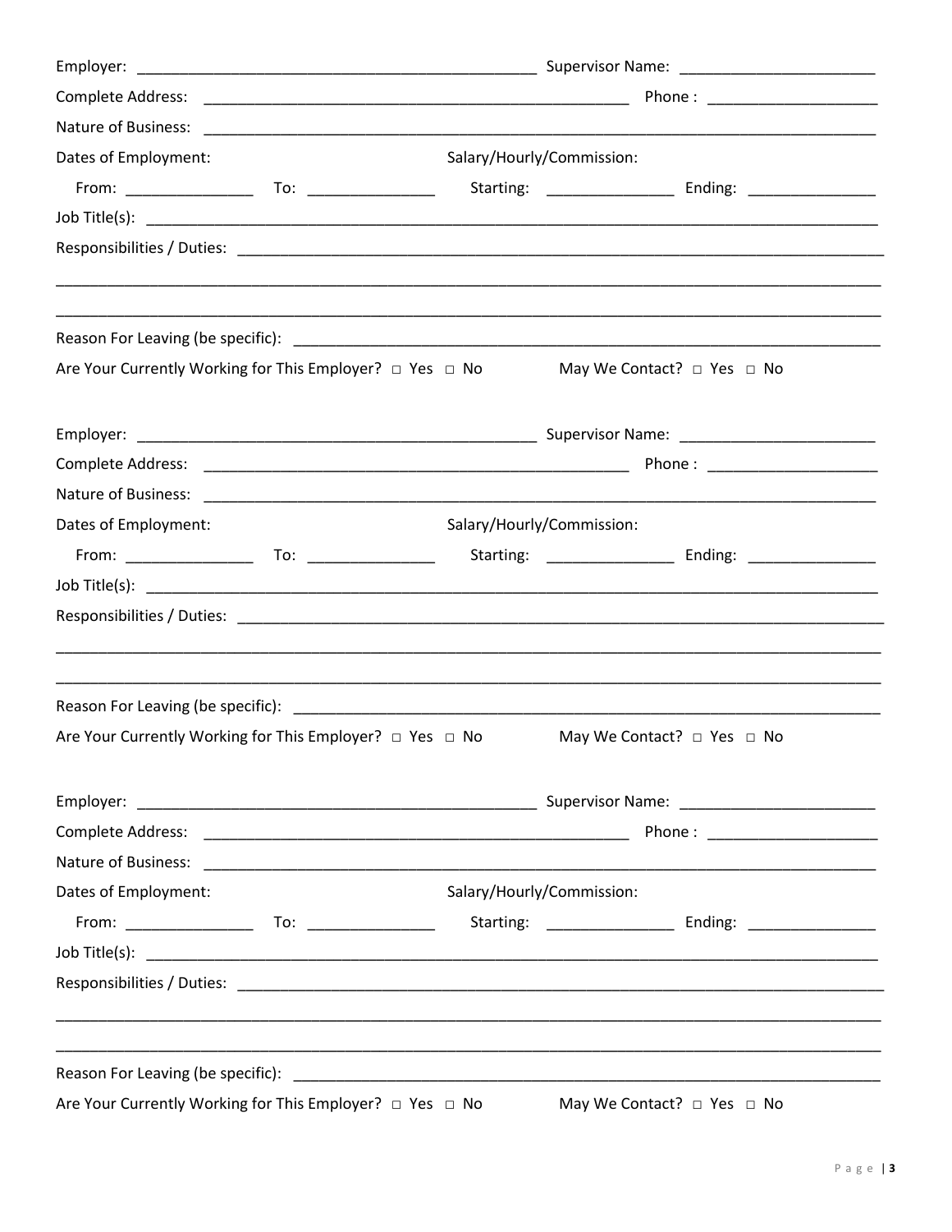Employer: _______________________________________________ Supervisor Name: _______________________

Complete Address: ___________________________________________________ Phone : ____________________

Nature of Business: ________________________________________________________________________________

Dates of Employment: Salary/Hourly/Commission:

From: _______________ To: _______________ Starting: _______________ Ending: _______________

Job Title(s): ______________________________________________________________________________________

Responsibilities / Duties: __________________________________________________________________________

_____________________________________________________________________________________________________

_____________________________________________________________________________________________________

Reason For Leaving (be specific): ____________________________________________________________________

Are Your Currently Working for This Employer? □ Yes □ No May We Contact? □ Yes □ No

Employer: _______________________________________________ Supervisor Name: _______________________

Complete Address: ___________________________________________________ Phone : ____________________

Nature of Business: ________________________________________________________________________________

Dates of Employment: Salary/Hourly/Commission:

From: _______________ To: _______________ Starting: _______________ Ending: _______________

Job Title(s): ______________________________________________________________________________________

Responsibilities / Duties: __________________________________________________________________________

_____________________________________________________________________________________________________

_____________________________________________________________________________________________________

Reason For Leaving (be specific): ____________________________________________________________________

Are Your Currently Working for This Employer? □ Yes □ No May We Contact? □ Yes □ No

Employer: _______________________________________________ Supervisor Name: _______________________

Complete Address: ___________________________________________________ Phone : ____________________

Nature of Business: ________________________________________________________________________________

Dates of Employment: Salary/Hourly/Commission:

From: _______________ To: _______________ Starting: _______________ Ending: _______________

Job Title(s): ______________________________________________________________________________________

Responsibilities / Duties: __________________________________________________________________________

_____________________________________________________________________________________________________

_____________________________________________________________________________________________________

Reason For Leaving (be specific): ____________________________________________________________________

Are Your Currently Working for This Employer? □ Yes □ No May We Contact? □ Yes □ No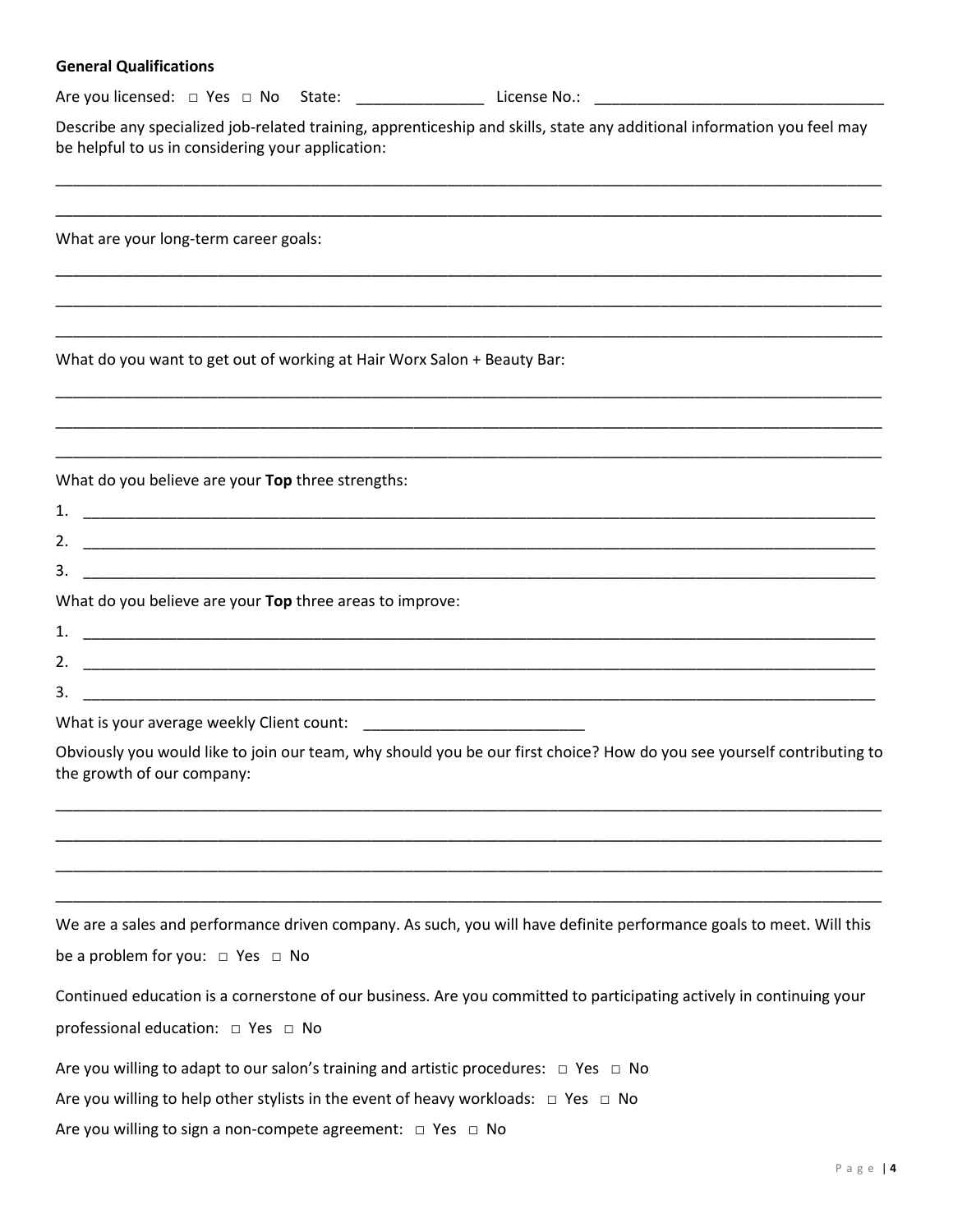**General Qualifications**

Are you licensed: □ Yes □ No State: _______________ License No.: _________________________________

Describe any specialized job-related training, apprenticeship and skills, state any additional information you feel may be helpful to us in considering your application:

_____________________________________________________________________________________________

_____________________________________________________________________________________________

What are your long-term career goals:

_____________________________________________________________________________________________

_____________________________________________________________________________________________

_____________________________________________________________________________________________

What do you want to get out of working at Hair Worx Salon + Beauty Bar:

_____________________________________________________________________________________________

_____________________________________________________________________________________________

_____________________________________________________________________________________________

What do you believe are your **Top** three strengths:

1. ___________________________________________________________________________________________
2. ___________________________________________________________________________________________
3. ___________________________________________________________________________________________

What do you believe are your **Top** three areas to improve:

1. ___________________________________________________________________________________________
2. ___________________________________________________________________________________________
3. ___________________________________________________________________________________________

What is your average weekly Client count: __________________________

Obviously you would like to join our team, why should you be our first choice? How do you see yourself contributing to the growth of our company:

_____________________________________________________________________________________________

_____________________________________________________________________________________________

_____________________________________________________________________________________________

_____________________________________________________________________________________________

We are a sales and performance driven company. As such, you will have definite performance goals to meet. Will this be a problem for you: □ Yes □ No

Continued education is a cornerstone of our business. Are you committed to participating actively in continuing your professional education: □ Yes □ No

Are you willing to adapt to our salon's training and artistic procedures: □ Yes □ No

Are you willing to help other stylists in the event of heavy workloads: □ Yes □ No

Are you willing to sign a non-compete agreement: □ Yes □ No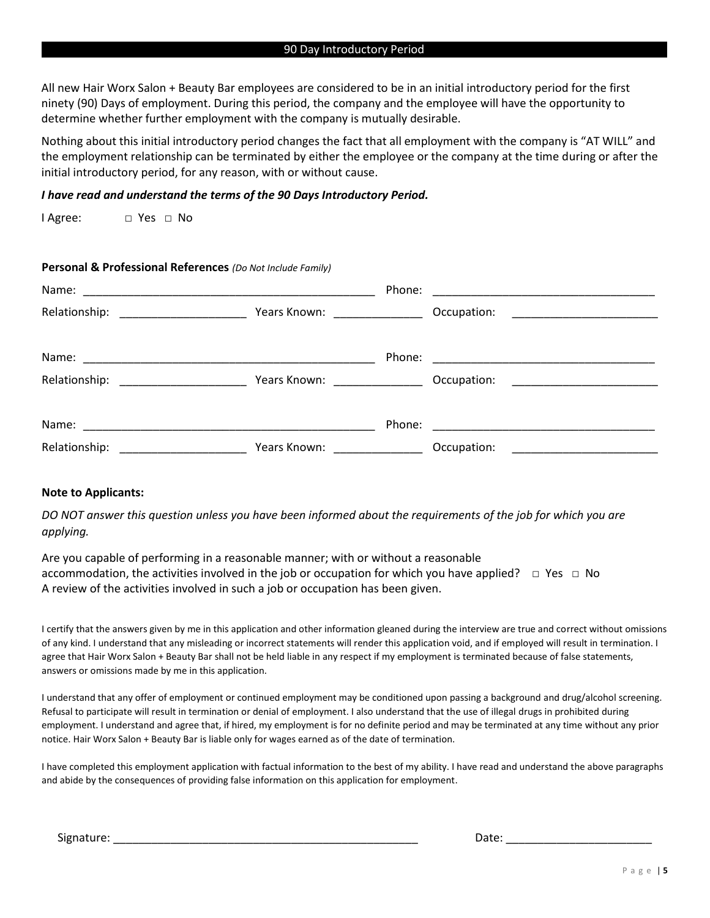## 90 Day Introductory Period

All new Hair Worx Salon + Beauty Bar employees are considered to be in an initial introductory period for the first ninety (90) Days of employment. During this period, the company and the employee will have the opportunity to determine whether further employment with the company is mutually desirable.

Nothing about this initial introductory period changes the fact that all employment with the company is "AT WILL" and the employment relationship can be terminated by either the employee or the company at the time during or after the initial introductory period, for any reason, with or without cause.

***I have read and understand the terms of the 90 Days Introductory Period.***

I Agree: □ Yes □ No

**Personal & Professional References** *(Do Not Include Family)*

Name: ______________________________________________ Phone: ___________________________________

Relationship: ____________________ Years Known: ______________ Occupation: _______________________

Name: ______________________________________________ Phone: ___________________________________

Relationship: ____________________ Years Known: ______________ Occupation: _______________________

Name: ______________________________________________ Phone: ___________________________________

Relationship: ____________________ Years Known: ______________ Occupation: _______________________

**Note to Applicants:**

*DO NOT answer this question unless you have been informed about the requirements of the job for which you are applying.*

Are you capable of performing in a reasonable manner; with or without a reasonable accommodation, the activities involved in the job or occupation for which you have applied? □ Yes □ No
A review of the activities involved in such a job or occupation has been given.

I certify that the answers given by me in this application and other information gleaned during the interview are true and correct without omissions of any kind. I understand that any misleading or incorrect statements will render this application void, and if employed will result in termination. I agree that Hair Worx Salon + Beauty Bar shall not be held liable in any respect if my employment is terminated because of false statements, answers or omissions made by me in this application.

I understand that any offer of employment or continued employment may be conditioned upon passing a background and drug/alcohol screening. Refusal to participate will result in termination or denial of employment. I also understand that the use of illegal drugs in prohibited during employment. I understand and agree that, if hired, my employment is for no definite period and may be terminated at any time without any prior notice. Hair Worx Salon + Beauty Bar is liable only for wages earned as of the date of termination.

I have completed this employment application with factual information to the best of my ability. I have read and understand the above paragraphs and abide by the consequences of providing false information on this application for employment.

Signature: _________________________________________________ Date: _______________________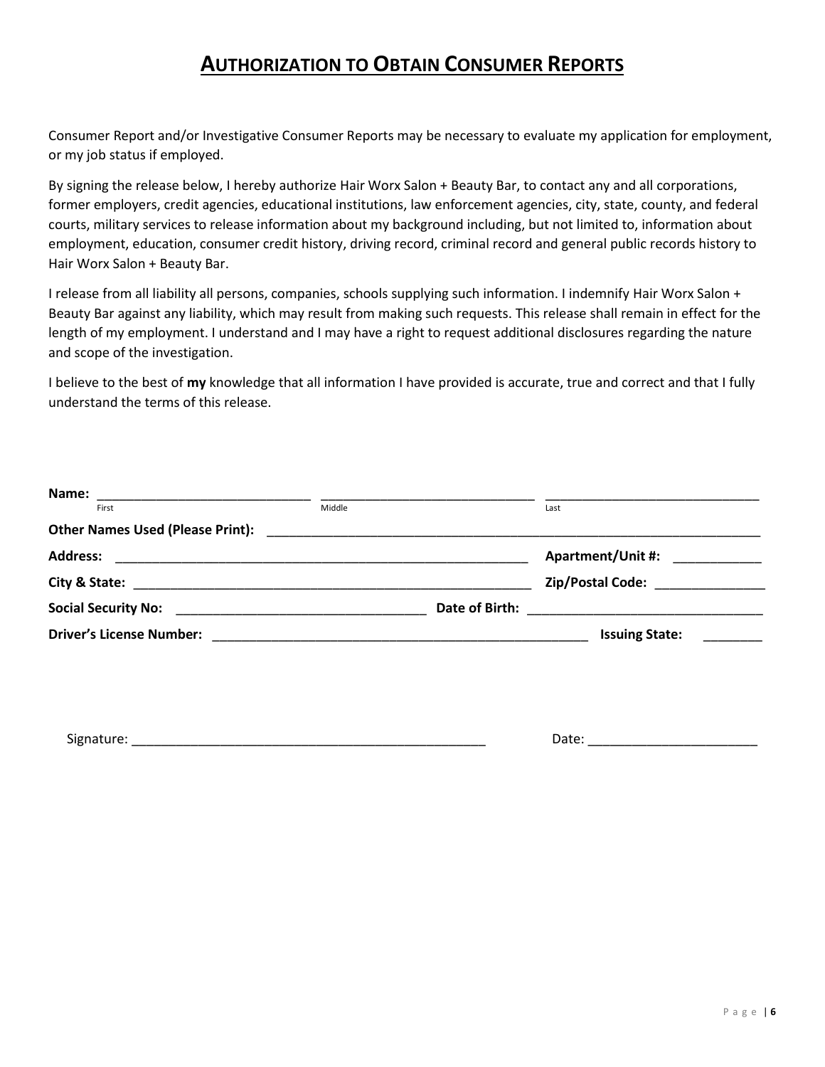# AUTHORIZATION TO OBTAIN CONSUMER REPORTS

Consumer Report and/or Investigative Consumer Reports may be necessary to evaluate my application for employment, or my job status if employed.

By signing the release below, I hereby authorize Hair Worx Salon + Beauty Bar, to contact any and all corporations, former employers, credit agencies, educational institutions, law enforcement agencies, city, state, county, and federal courts, military services to release information about my background including, but not limited to, information about employment, education, consumer credit history, driving record, criminal record and general public records history to Hair Worx Salon + Beauty Bar.

I release from all liability all persons, companies, schools supplying such information. I indemnify Hair Worx Salon + Beauty Bar against any liability, which may result from making such requests. This release shall remain in effect for the length of my employment. I understand and I may have a right to request additional disclosures regarding the nature and scope of the investigation.

I believe to the best of **my** knowledge that all information I have provided is accurate, true and correct and that I fully understand the terms of this release.

**Name:** ______________________________ ______________________________ ______________________________
First Middle Last

**Other Names Used (Please Print):** ________________________________________________________________________

**Address:** __________________________________________________________ **Apartment/Unit #:** ____________

**City & State:** ________________________________________________________ **Zip/Postal Code:** _______________

**Social Security No:** __________________________________ **Date of Birth:** ________________________________

**Driver's License Number:** ____________________________________________________ **Issuing State:** ________

Signature: __________________________________________________ Date: _______________________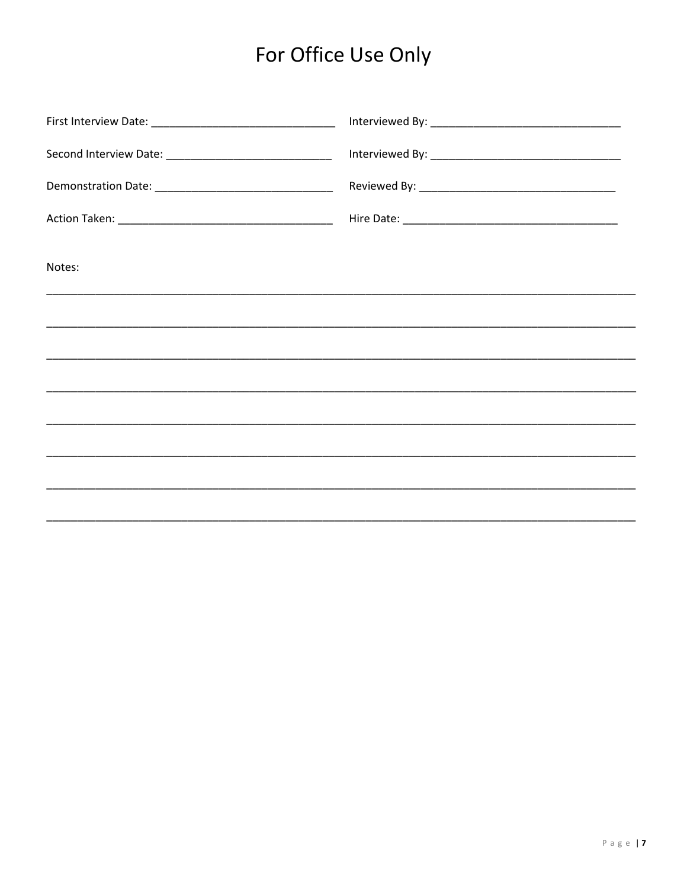# For Office Use Only

First Interview Date: ______________________________ Interviewed By: _______________________________

Second Interview Date: ___________________________ Interviewed By: _______________________________

Demonstration Date: _____________________________ Reviewed By: _________________________________

Action Taken: ___________________________________ Hire Date: ___________________________________

Notes:

________________________________________________________________________________________________

________________________________________________________________________________________________

________________________________________________________________________________________________

________________________________________________________________________________________________

________________________________________________________________________________________________

________________________________________________________________________________________________

________________________________________________________________________________________________

________________________________________________________________________________________________